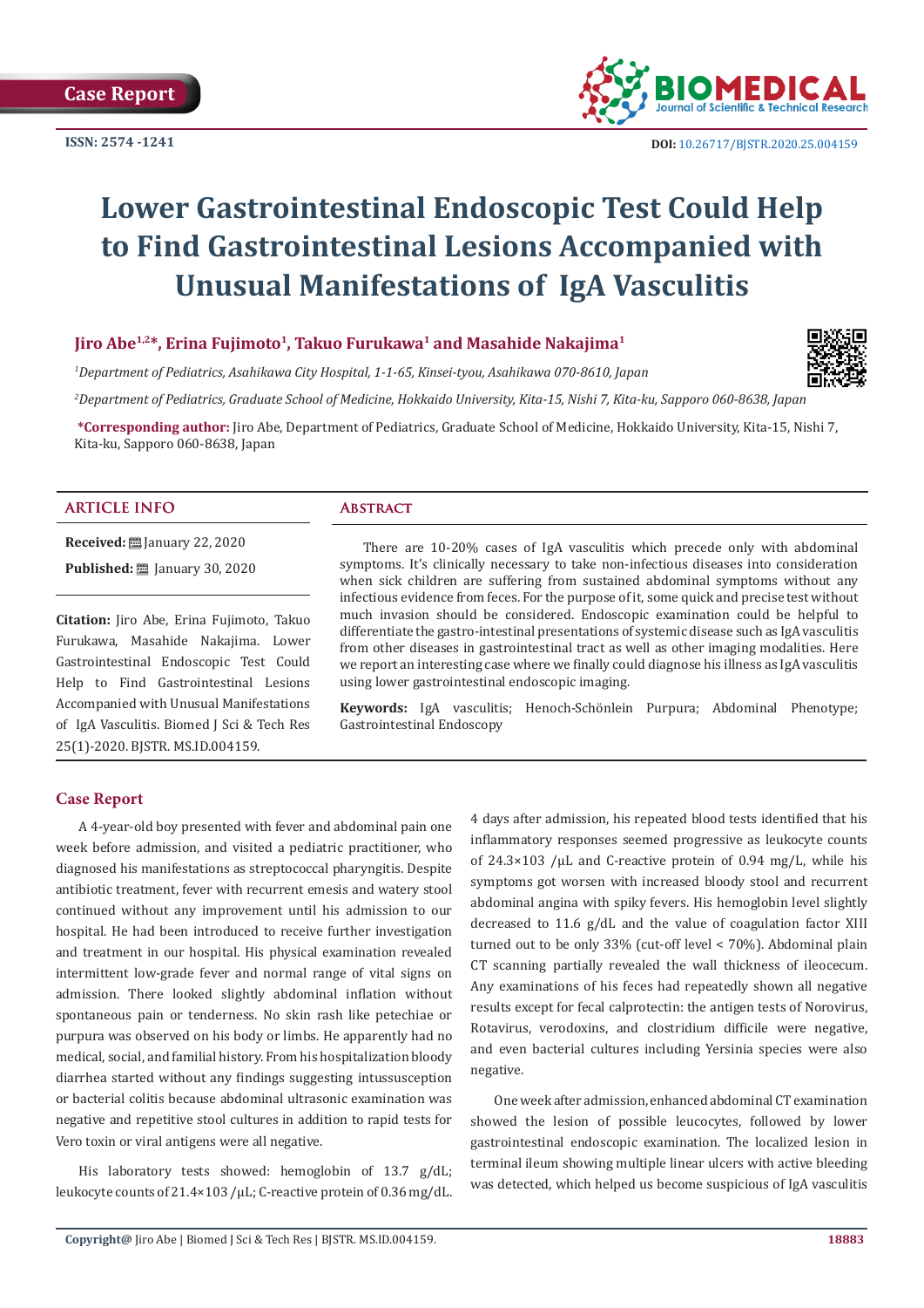Case Report

ISSN: 2574 -1241

DOI: 10.26717/BJSTR.2020.25.004159

# Lower Gastrointestinal Endoscopic Test Could Help to Find Gastrointestinal Lesions Accompanied with Unusual Manifestations of IgA Vasculitis

**Jiro Abe[1,2]*, Erina Fujimoto[1], Takuo Furukawa[1] and Masahide Nakajima[1]**

*[1]Department of Pediatrics, Asahikawa City Hospital, 1-1-65, Kinsei-tyou, Asahikawa 070-8610, Japan*

*[2]Department of Pediatrics, Graduate School of Medicine, Hokkaido University, Kita-15, Nishi 7, Kita-ku, Sapporo 060-8638, Japan*

**\*Corresponding author:** Jiro Abe, Department of Pediatrics, Graduate School of Medicine, Hokkaido University, Kita-15, Nishi 7, Kita-ku, Sapporo 060-8638, Japan

## ARTICLE INFO

**Received:** January 22, 2020

**Published:** January 30, 2020

**Citation:** Jiro Abe, Erina Fujimoto, Takuo Furukawa, Masahide Nakajima. Lower Gastrointestinal Endoscopic Test Could Help to Find Gastrointestinal Lesions Accompanied with Unusual Manifestations of IgA Vasculitis. Biomed J Sci & Tech Res 25(1)-2020. BJSTR. MS.ID.004159.

## Abstract

There are 10-20% cases of IgA vasculitis which precede only with abdominal symptoms. It's clinically necessary to take non-infectious diseases into consideration when sick children are suffering from sustained abdominal symptoms without any infectious evidence from feces. For the purpose of it, some quick and precise test without much invasion should be considered. Endoscopic examination could be helpful to differentiate the gastro-intestinal presentations of systemic disease such as IgA vasculitis from other diseases in gastrointestinal tract as well as other imaging modalities. Here we report an interesting case where we finally could diagnose his illness as IgA vasculitis using lower gastrointestinal endoscopic imaging.

**Keywords:** IgA vasculitis; Henoch-Schönlein Purpura; Abdominal Phenotype; Gastrointestinal Endoscopy

## Case Report

A 4-year-old boy presented with fever and abdominal pain one week before admission, and visited a pediatric practitioner, who diagnosed his manifestations as streptococcal pharyngitis. Despite antibiotic treatment, fever with recurrent emesis and watery stool continued without any improvement until his admission to our hospital. He had been introduced to receive further investigation and treatment in our hospital. His physical examination revealed intermittent low-grade fever and normal range of vital signs on admission. There looked slightly abdominal inflation without spontaneous pain or tenderness. No skin rash like petechiae or purpura was observed on his body or limbs. He apparently had no medical, social, and familial history. From his hospitalization bloody diarrhea started without any findings suggesting intussusception or bacterial colitis because abdominal ultrasonic examination was negative and repetitive stool cultures in addition to rapid tests for Vero toxin or viral antigens were all negative.

His laboratory tests showed: hemoglobin of 13.7 g/dL; leukocyte counts of 21.4×103 /μL; C-reactive protein of 0.36 mg/dL. 4 days after admission, his repeated blood tests identified that his inflammatory responses seemed progressive as leukocyte counts of 24.3×103 /μL and C-reactive protein of 0.94 mg/L, while his symptoms got worsen with increased bloody stool and recurrent abdominal angina with spiky fevers. His hemoglobin level slightly decreased to 11.6 g/dL and the value of coagulation factor XIII turned out to be only 33% (cut-off level < 70%). Abdominal plain CT scanning partially revealed the wall thickness of ileocecum. Any examinations of his feces had repeatedly shown all negative results except for fecal calprotectin: the antigen tests of Norovirus, Rotavirus, verodoxins, and clostridium difficile were negative, and even bacterial cultures including Yersinia species were also negative.

One week after admission, enhanced abdominal CT examination showed the lesion of possible leucocytes, followed by lower gastrointestinal endoscopic examination. The localized lesion in terminal ileum showing multiple linear ulcers with active bleeding was detected, which helped us become suspicious of IgA vasculitis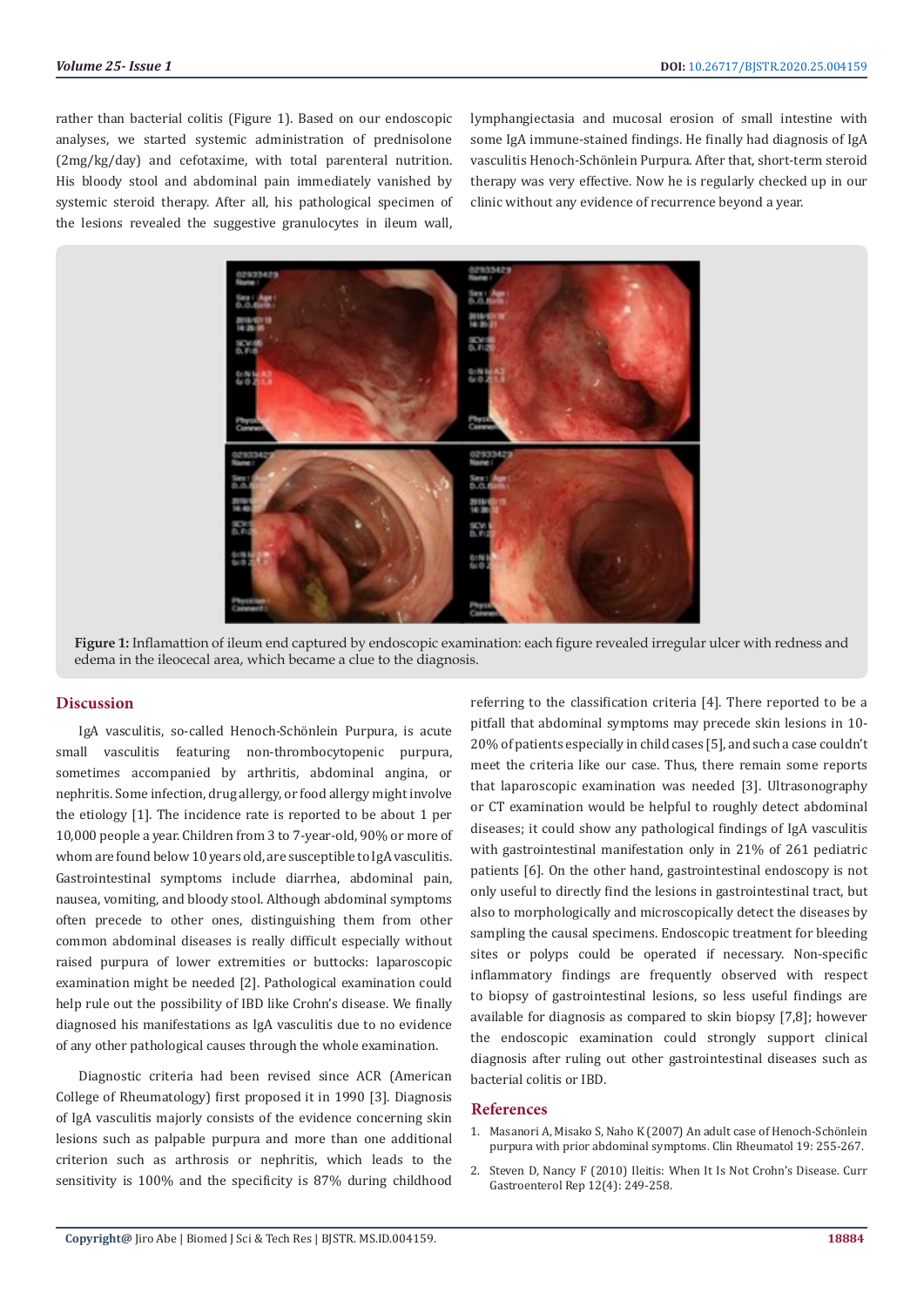rather than bacterial colitis (Figure 1). Based on our endoscopic analyses, we started systemic administration of prednisolone (2mg/kg/day) and cefotaxime, with total parenteral nutrition. His bloody stool and abdominal pain immediately vanished by systemic steroid therapy. After all, his pathological specimen of the lesions revealed the suggestive granulocytes in ileum wall, lymphangiectasia and mucosal erosion of small intestine with some IgA immune-stained findings. He finally had diagnosis of IgA vasculitis Henoch-Schönlein Purpura. After that, short-term steroid therapy was very effective. Now he is regularly checked up in our clinic without any evidence of recurrence beyond a year.

**Figure 1:** Inflamattion of ileum end captured by endoscopic examination: each figure revealed irregular ulcer with redness and edema in the ileocecal area, which became a clue to the diagnosis.

## Discussion

IgA vasculitis, so-called Henoch-Schönlein Purpura, is acute small vasculitis featuring non-thrombocytopenic purpura, sometimes accompanied by arthritis, abdominal angina, or nephritis. Some infection, drug allergy, or food allergy might involve the etiology [1]. The incidence rate is reported to be about 1 per 10,000 people a year. Children from 3 to 7-year-old, 90% or more of whom are found below 10 years old, are susceptible to IgA vasculitis. Gastrointestinal symptoms include diarrhea, abdominal pain, nausea, vomiting, and bloody stool. Although abdominal symptoms often precede to other ones, distinguishing them from other common abdominal diseases is really difficult especially without raised purpura of lower extremities or buttocks: laparoscopic examination might be needed [2]. Pathological examination could help rule out the possibility of IBD like Crohn's disease. We finally diagnosed his manifestations as IgA vasculitis due to no evidence of any other pathological causes through the whole examination.

Diagnostic criteria had been revised since ACR (American College of Rheumatology) first proposed it in 1990 [3]. Diagnosis of IgA vasculitis majorly consists of the evidence concerning skin lesions such as palpable purpura and more than one additional criterion such as arthrosis or nephritis, which leads to the sensitivity is 100% and the specificity is 87% during childhood referring to the classification criteria [4]. There reported to be a pitfall that abdominal symptoms may precede skin lesions in 10-20% of patients especially in child cases [5], and such a case couldn't meet the criteria like our case. Thus, there remain some reports that laparoscopic examination was needed [3]. Ultrasonography or CT examination would be helpful to roughly detect abdominal diseases; it could show any pathological findings of IgA vasculitis with gastrointestinal manifestation only in 21% of 261 pediatric patients [6]. On the other hand, gastrointestinal endoscopy is not only useful to directly find the lesions in gastrointestinal tract, but also to morphologically and microscopically detect the diseases by sampling the causal specimens. Endoscopic treatment for bleeding sites or polyps could be operated if necessary. Non-specific inflammatory findings are frequently observed with respect to biopsy of gastrointestinal lesions, so less useful findings are available for diagnosis as compared to skin biopsy [7,8]; however the endoscopic examination could strongly support clinical diagnosis after ruling out other gastrointestinal diseases such as bacterial colitis or IBD.

## References

1. Masanori A, Misako S, Naho K (2007) An adult case of Henoch-Schönlein purpura with prior abdominal symptoms. Clin Rheumatol 19: 255-267.
2. Steven D, Nancy F (2010) Ileitis: When It Is Not Crohn's Disease. Curr Gastroenterol Rep 12(4): 249-258.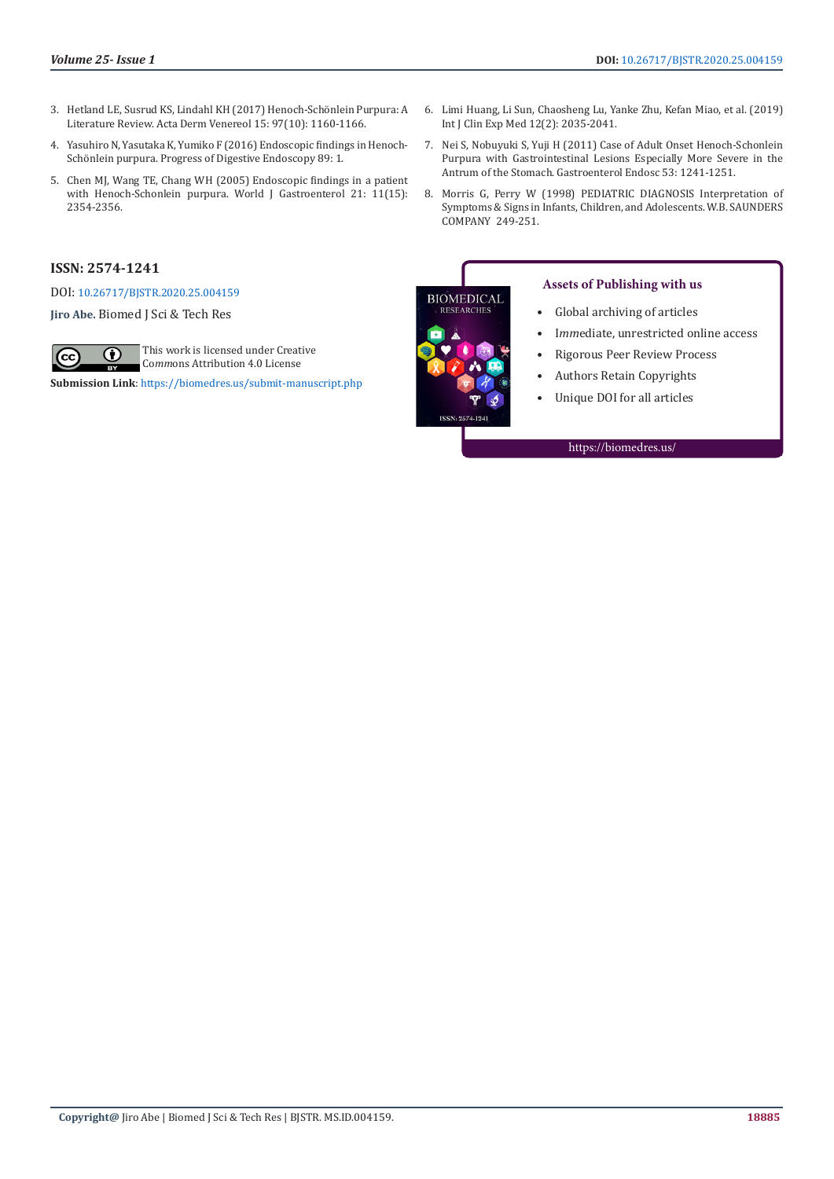3. Hetland LE, Susrud KS, Lindahl KH (2017) Henoch-Schönlein Purpura: A Literature Review. Acta Derm Venereol 15: 97(10): 1160-1166.
4. Yasuhiro N, Yasutaka K, Yumiko F (2016) Endoscopic findings in Henoch-Schönlein purpura. Progress of Digestive Endoscopy 89: 1.
5. Chen MJ, Wang TE, Chang WH (2005) Endoscopic findings in a patient with Henoch-Schonlein purpura. World J Gastroenterol 21: 11(15): 2354-2356.
6. Limi Huang, Li Sun, Chaosheng Lu, Yanke Zhu, Kefan Miao, et al. (2019) Int J Clin Exp Med 12(2): 2035-2041.
7. Nei S, Nobuyuki S, Yuji H (2011) Case of Adult Onset Henoch-Schonlein Purpura with Gastrointestinal Lesions Especially More Severe in the Antrum of the Stomach. Gastroenterol Endosc 53: 1241-1251.
8. Morris G, Perry W (1998) PEDIATRIC DIAGNOSIS Interpretation of Symptoms & Signs in Infants, Children, and Adolescents. W.B. SAUNDERS COMPANY 249-251.

**ISSN: 2574-1241**

DOI: 10.26717/BJSTR.2020.25.004159

**Jiro Abe.** Biomed J Sci & Tech Res

This work is licensed under Creative Commons Attribution 4.0 License

**Submission Link**: https://biomedres.us/submit-manuscript.php

**Assets of Publishing with us**

- Global archiving of articles
- Immediate, unrestricted online access
- Rigorous Peer Review Process
- Authors Retain Copyrights
- Unique DOI for all articles

https://biomedres.us/